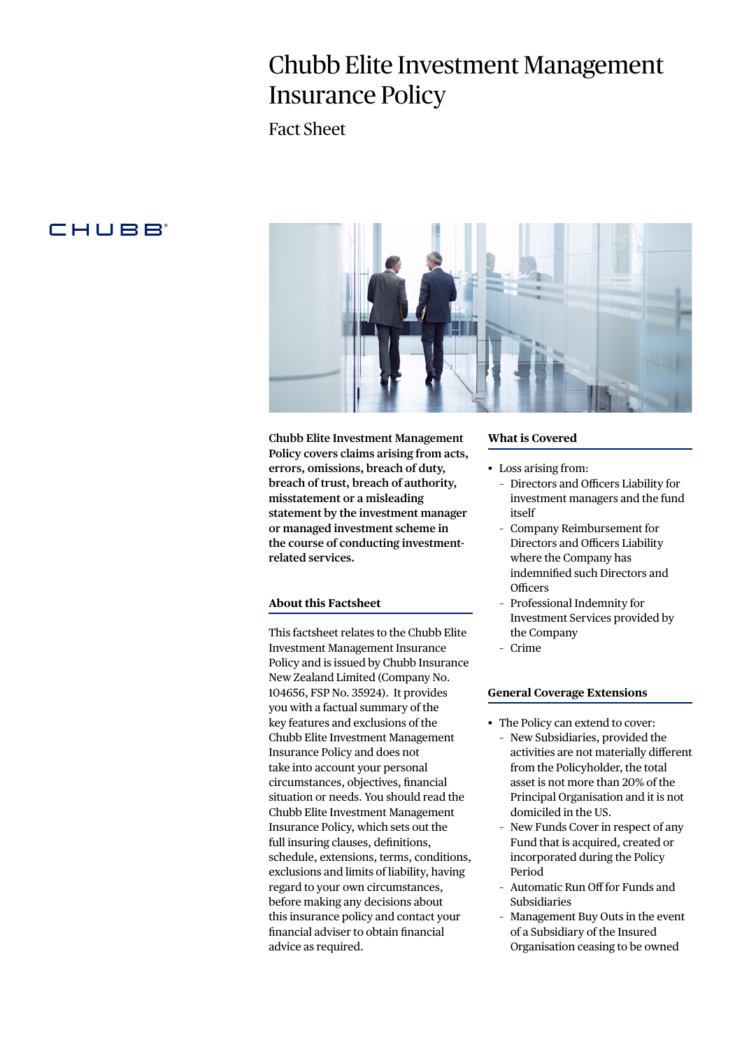# Chubb Elite Investment Management Insurance Policy

## Fact Sheet

**Chubb Elite Investment Management Policy covers claims arising from acts, errors, omissions, breach of duty, breach of trust, breach of authority, misstatement or a misleading statement by the investment manager or managed investment scheme in the course of conducting investment-related services.**

### About this Factsheet

This factsheet relates to the Chubb Elite Investment Management Insurance Policy and is issued by Chubb Insurance New Zealand Limited (Company No. 104656, FSP No. 35924). It provides you with a factual summary of the key features and exclusions of the Chubb Elite Investment Management Insurance Policy and does not take into account your personal circumstances, objectives, financial situation or needs. You should read the Chubb Elite Investment Management Insurance Policy, which sets out the full insuring clauses, definitions, schedule, extensions, terms, conditions, exclusions and limits of liability, having regard to your own circumstances, before making any decisions about this insurance policy and contact your financial adviser to obtain financial advice as required.

### What is Covered

- Loss arising from:
  - Directors and Officers Liability for investment managers and the fund itself
  - Company Reimbursement for Directors and Officers Liability where the Company has indemnified such Directors and Officers
  - Professional Indemnity for Investment Services provided by the Company
  - Crime

### General Coverage Extensions

- The Policy can extend to cover:
  - New Subsidiaries, provided the activities are not materially different from the Policyholder, the total asset is not more than 20% of the Principal Organisation and it is not domiciled in the US.
  - New Funds Cover in respect of any Fund that is acquired, created or incorporated during the Policy Period
  - Automatic Run Off for Funds and Subsidiaries
  - Management Buy Outs in the event of a Subsidiary of the Insured Organisation ceasing to be owned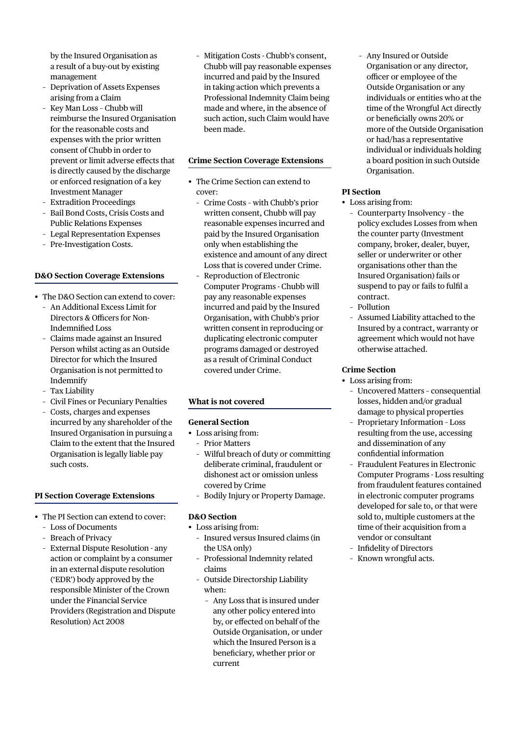by the Insured Organisation as a result of a buy-out by existing management
- Deprivation of Assets Expenses arising from a Claim
- Key Man Loss – Chubb will reimburse the Insured Organisation for the reasonable costs and expenses with the prior written consent of Chubb in order to prevent or limit adverse effects that is directly caused by the discharge or enforced resignation of a key Investment Manager
- Extradition Proceedings
- Bail Bond Costs, Crisis Costs and Public Relations Expenses
- Legal Representation Expenses
- Pre-Investigation Costs.

### D&O Section Coverage Extensions

- The D&O Section can extend to cover:
  - An Additional Excess Limit for Directors & Officers for Non-Indemnified Loss
  - Claims made against an Insured Person whilst acting as an Outside Director for which the Insured Organisation is not permitted to Indemnify
  - Tax Liability
  - Civil Fines or Pecuniary Penalties
  - Costs, charges and expenses incurred by any shareholder of the Insured Organisation in pursuing a Claim to the extent that the Insured Organisation is legally liable pay such costs.

### PI Section Coverage Extensions

- The PI Section can extend to cover:
  - Loss of Documents
  - Breach of Privacy
  - External Dispute Resolution - any action or complaint by a consumer in an external dispute resolution ('EDR') body approved by the responsible Minister of the Crown under the Financial Service Providers (Registration and Dispute Resolution) Act 2008
  - Mitigation Costs - Chubb's consent, Chubb will pay reasonable expenses incurred and paid by the Insured in taking action which prevents a Professional Indemnity Claim being made and where, in the absence of such action, such Claim would have been made.

### Crime Section Coverage Extensions

- The Crime Section can extend to cover:
  - Crime Costs – with Chubb's prior written consent, Chubb will pay reasonable expenses incurred and paid by the Insured Organisation only when establishing the existence and amount of any direct Loss that is covered under Crime.
  - Reproduction of Electronic Computer Programs - Chubb will pay any reasonable expenses incurred and paid by the Insured Organisation, with Chubb's prior written consent in reproducing or duplicating electronic computer programs damaged or destroyed as a result of Criminal Conduct covered under Crime.

### What is not covered

**General Section**

- Loss arising from:
  - Prior Matters
  - Wilful breach of duty or committing deliberate criminal, fraudulent or dishonest act or omission unless covered by Crime
  - Bodily Injury or Property Damage.

**D&O Section**

- Loss arising from:
  - Insured versus Insured claims (in the USA only)
  - Professional Indemnity related claims
  - Outside Directorship Liability when:
    - Any Loss that is insured under any other policy entered into by, or effected on behalf of the Outside Organisation, or under which the Insured Person is a beneficiary, whether prior or current
    - Any Insured or Outside Organisation or any director, officer or employee of the Outside Organisation or any individuals or entities who at the time of the Wrongful Act directly or beneficially owns 20% or more of the Outside Organisation or had/has a representative individual or individuals holding a board position in such Outside Organisation.

**PI Section**

- Loss arising from:
  - Counterparty Insolvency – the policy excludes Losses from when the counter party (Investment company, broker, dealer, buyer, seller or underwriter or other organisations other than the Insured Organisation) fails or suspend to pay or fails to fulfil a contract.
  - Pollution
  - Assumed Liability attached to the Insured by a contract, warranty or agreement which would not have otherwise attached.

**Crime Section**

- Loss arising from:
  - Uncovered Matters – consequential losses, hidden and/or gradual damage to physical properties
  - Proprietary Information – Loss resulting from the use, accessing and dissemination of any confidential information
  - Fraudulent Features in Electronic Computer Programs - Loss resulting from fraudulent features contained in electronic computer programs developed for sale to, or that were sold to, multiple customers at the time of their acquisition from a vendor or consultant
  - Infidelity of Directors
  - Known wrongful acts.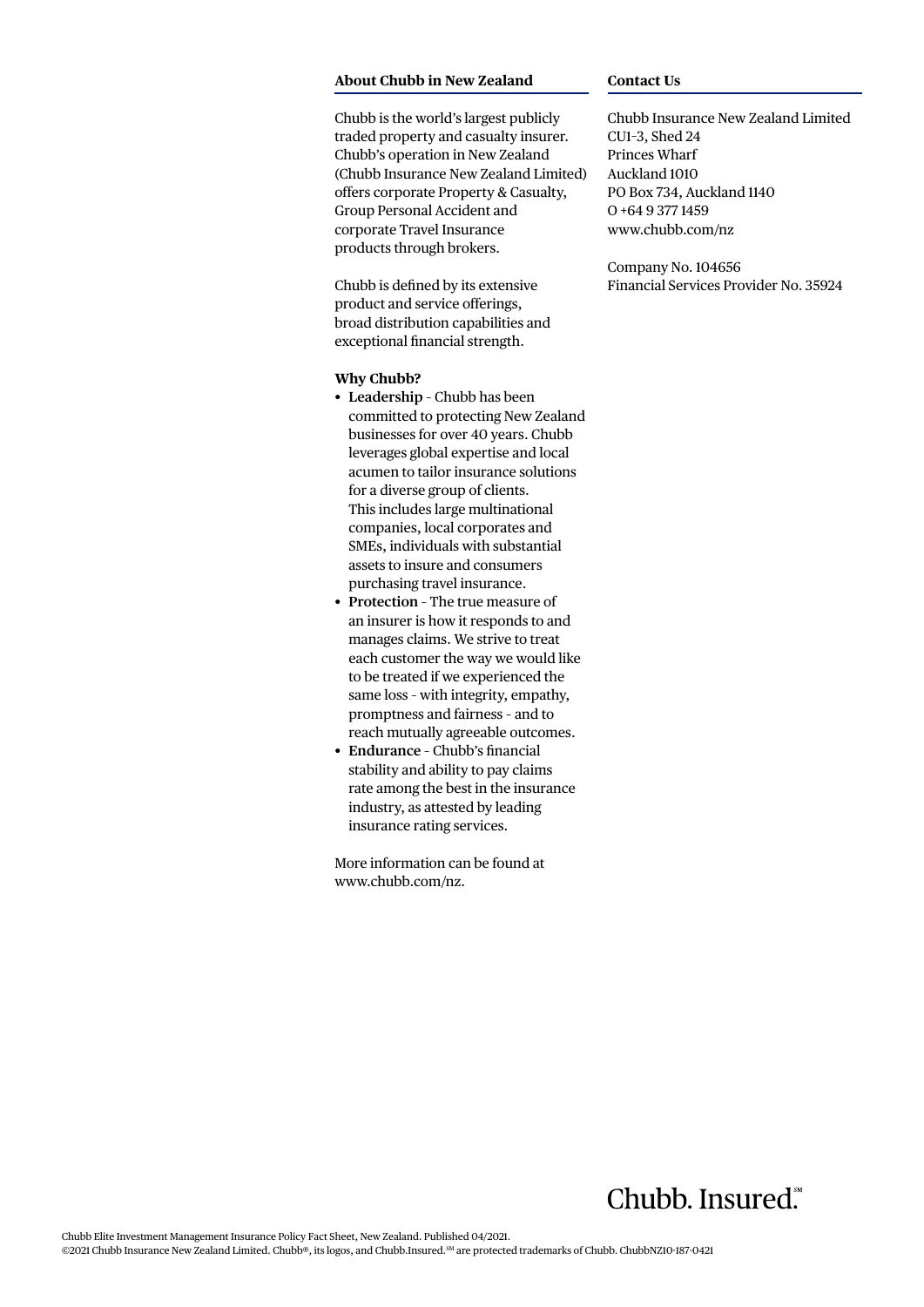## About Chubb in New Zealand

Chubb is the world's largest publicly traded property and casualty insurer. Chubb's operation in New Zealand (Chubb Insurance New Zealand Limited) offers corporate Property & Casualty, Group Personal Accident and corporate Travel Insurance products through brokers.

Chubb is defined by its extensive product and service offerings, broad distribution capabilities and exceptional financial strength.

**Why Chubb?**

- **Leadership** – Chubb has been committed to protecting New Zealand businesses for over 40 years. Chubb leverages global expertise and local acumen to tailor insurance solutions for a diverse group of clients. This includes large multinational companies, local corporates and SMEs, individuals with substantial assets to insure and consumers purchasing travel insurance.
- **Protection** – The true measure of an insurer is how it responds to and manages claims. We strive to treat each customer the way we would like to be treated if we experienced the same loss – with integrity, empathy, promptness and fairness – and to reach mutually agreeable outcomes.
- **Endurance** – Chubb's financial stability and ability to pay claims rate among the best in the insurance industry, as attested by leading insurance rating services.

More information can be found at www.chubb.com/nz.

## Contact Us

Chubb Insurance New Zealand Limited
CU1-3, Shed 24
Princes Wharf
Auckland 1010
PO Box 734, Auckland 1140
O +64 9 377 1459
www.chubb.com/nz

Company No. 104656
Financial Services Provider No. 35924

Chubb. Insured.℠

Chubb Elite Investment Management Insurance Policy Fact Sheet, New Zealand. Published 04/2021.
©2021 Chubb Insurance New Zealand Limited. Chubb®, its logos, and Chubb.Insured.℠ are protected trademarks of Chubb. ChubbNZ10-187-0421